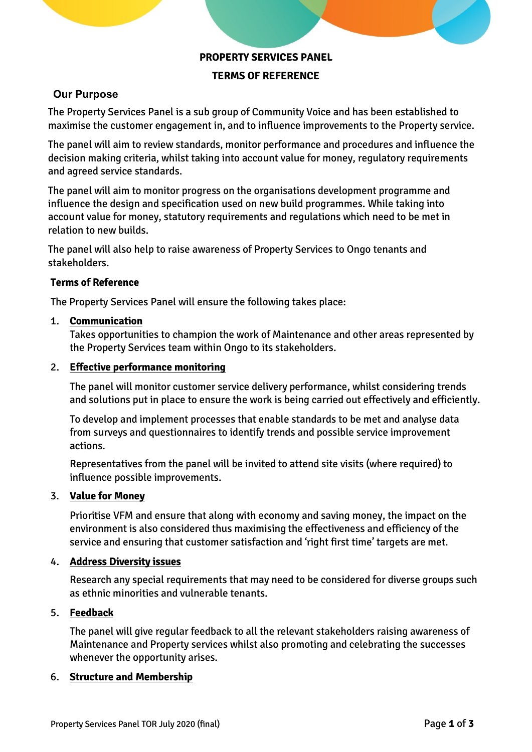# PROPERTY SERVICES PANEL

# TERMS OF REFERENCE

## Our Purpose

The Property Services Panel is a sub group of Community Voice and has been established to maximise the customer engagement in, and to influence improvements to the Property service.

The panel will aim to review standards, monitor performance and procedures and influence the decision making criteria, whilst taking into account value for money, regulatory requirements and agreed service standards.

The panel will aim to monitor progress on the organisations development programme and influence the design and specification used on new build programmes. While taking into account value for money, statutory requirements and regulations which need to be met in relation to new builds.

The panel will also help to raise awareness of Property Services to Ongo tenants and stakeholders.

## Terms of Reference

The Property Services Panel will ensure the following takes place:

1. **Communication**
   Takes opportunities to champion the work of Maintenance and other areas represented by the Property Services team within Ongo to its stakeholders.

2. **Effective performance monitoring**

   The panel will monitor customer service delivery performance, whilst considering trends and solutions put in place to ensure the work is being carried out effectively and efficiently.

   To develop and implement processes that enable standards to be met and analyse data from surveys and questionnaires to identify trends and possible service improvement actions.

   Representatives from the panel will be invited to attend site visits (where required) to influence possible improvements.

3. **Value for Money**

   Prioritise VFM and ensure that along with economy and saving money, the impact on the environment is also considered thus maximising the effectiveness and efficiency of the service and ensuring that customer satisfaction and 'right first time' targets are met.

4. **Address Diversity issues**

   Research any special requirements that may need to be considered for diverse groups such as ethnic minorities and vulnerable tenants.

5. **Feedback**

   The panel will give regular feedback to all the relevant stakeholders raising awareness of Maintenance and Property services whilst also promoting and celebrating the successes whenever the opportunity arises.

6. **Structure and Membership**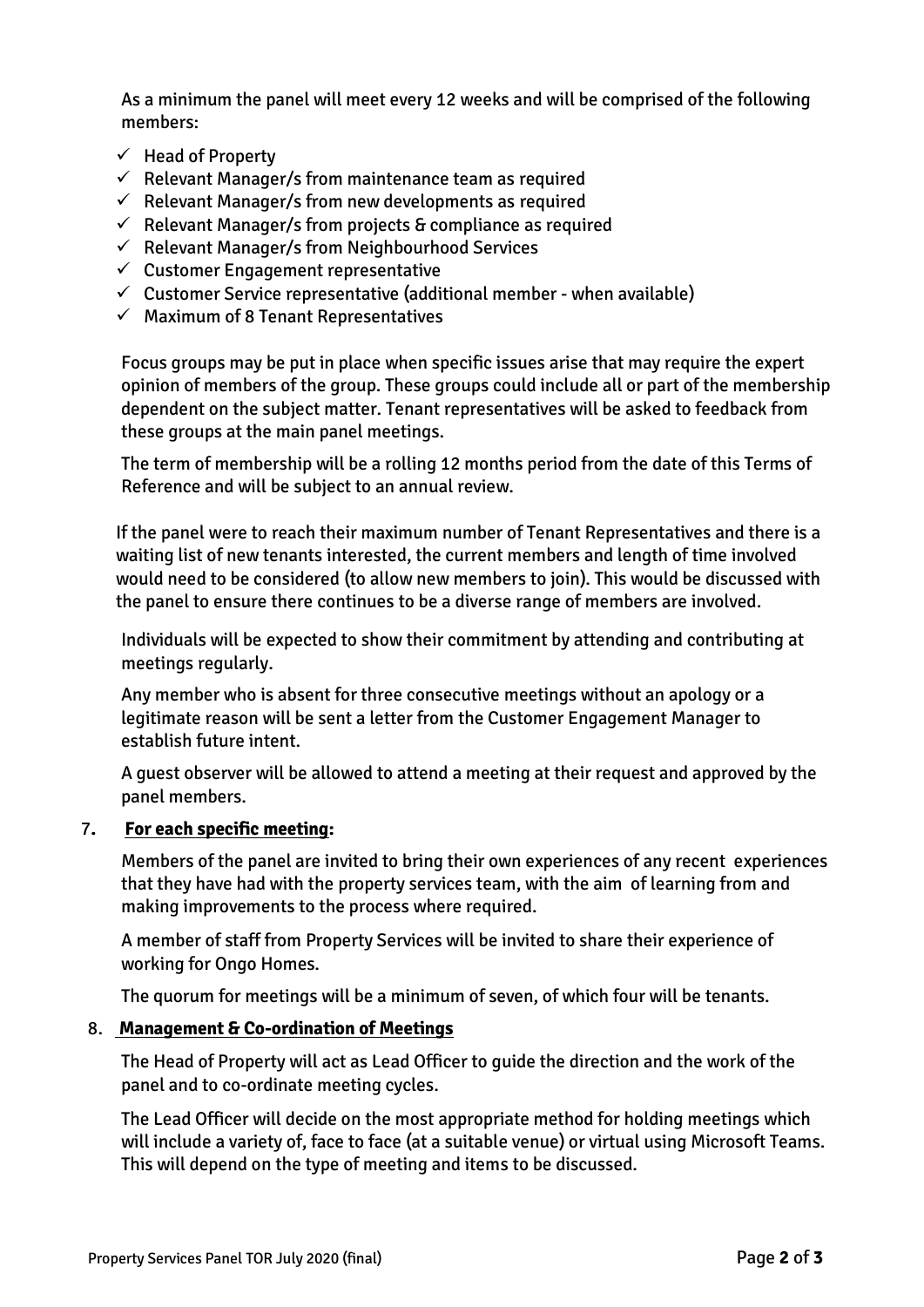As a minimum the panel will meet every 12 weeks and will be comprised of the following members:

- ✓ Head of Property
- ✓ Relevant Manager/s from maintenance team as required
- ✓ Relevant Manager/s from new developments as required
- ✓ Relevant Manager/s from projects & compliance as required
- ✓ Relevant Manager/s from Neighbourhood Services
- ✓ Customer Engagement representative
- ✓ Customer Service representative (additional member - when available)
- ✓ Maximum of 8 Tenant Representatives

Focus groups may be put in place when specific issues arise that may require the expert opinion of members of the group. These groups could include all or part of the membership dependent on the subject matter. Tenant representatives will be asked to feedback from these groups at the main panel meetings.

The term of membership will be a rolling 12 months period from the date of this Terms of Reference and will be subject to an annual review.

If the panel were to reach their maximum number of Tenant Representatives and there is a waiting list of new tenants interested, the current members and length of time involved would need to be considered (to allow new members to join). This would be discussed with the panel to ensure there continues to be a diverse range of members are involved.

Individuals will be expected to show their commitment by attending and contributing at meetings regularly.

Any member who is absent for three consecutive meetings without an apology or a legitimate reason will be sent a letter from the Customer Engagement Manager to establish future intent.

A guest observer will be allowed to attend a meeting at their request and approved by the panel members.

## 7. **For each specific meeting:**

Members of the panel are invited to bring their own experiences of any recent experiences that they have had with the property services team, with the aim of learning from and making improvements to the process where required.

A member of staff from Property Services will be invited to share their experience of working for Ongo Homes.

The quorum for meetings will be a minimum of seven, of which four will be tenants.

## 8. **Management & Co-ordination of Meetings**

The Head of Property will act as Lead Officer to guide the direction and the work of the panel and to co-ordinate meeting cycles.

The Lead Officer will decide on the most appropriate method for holding meetings which will include a variety of, face to face (at a suitable venue) or virtual using Microsoft Teams. This will depend on the type of meeting and items to be discussed.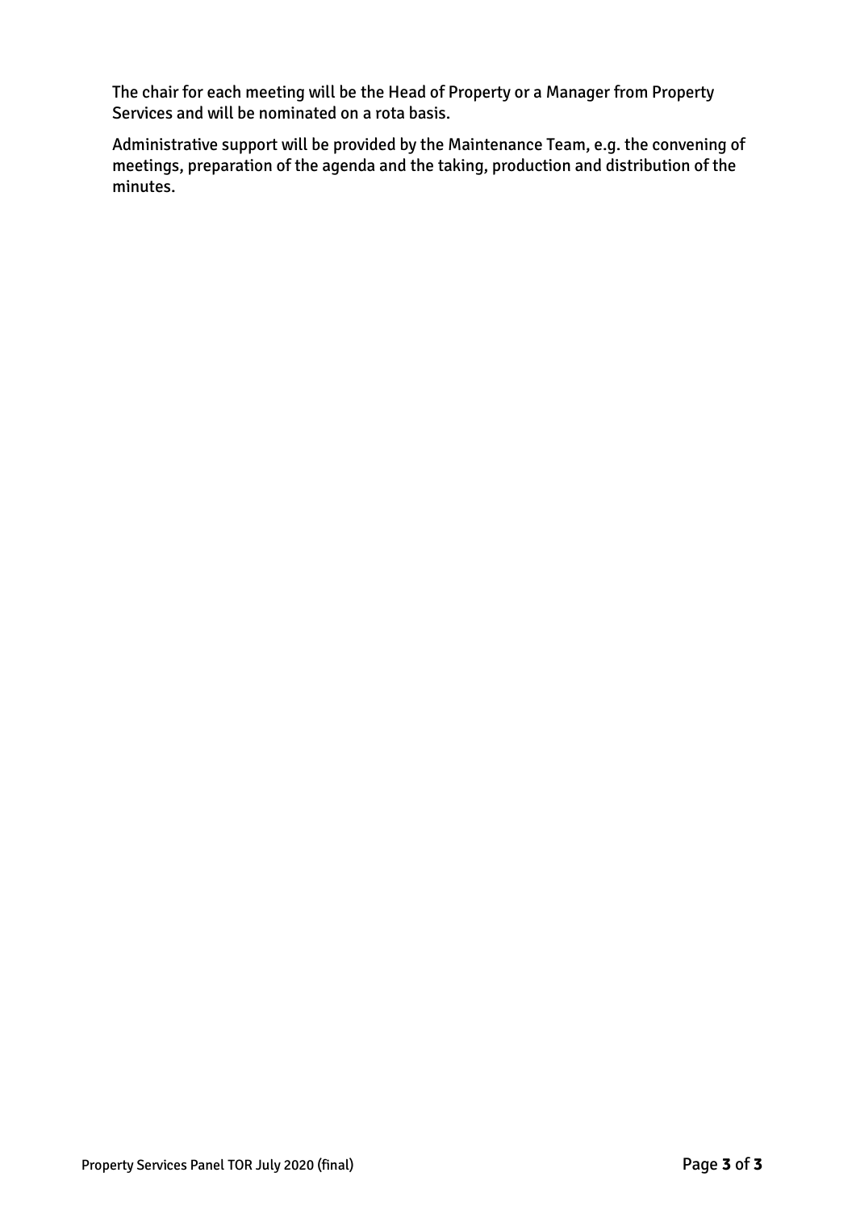The chair for each meeting will be the Head of Property or a Manager from Property Services and will be nominated on a rota basis.

Administrative support will be provided by the Maintenance Team, e.g. the convening of meetings, preparation of the agenda and the taking, production and distribution of the minutes.